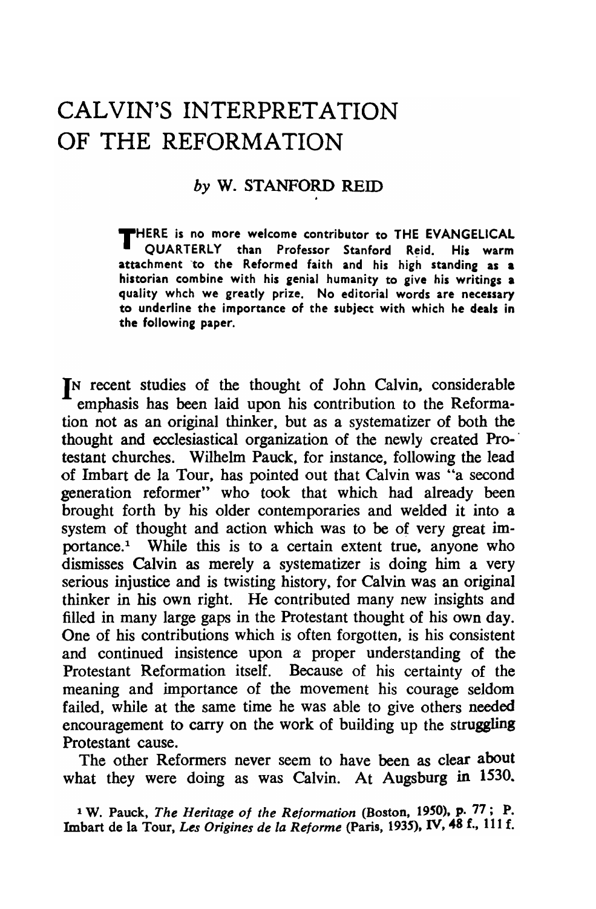# CALVIN'S INTERPRETATION OF THE REFORMATION

*by* W. STANFORD REID

**THERE is no more welcome contributor to THE EVANGELICAL QUARTERLY than Professor Stanford Reid. His warm attachment to the Reformed faith and his high standing as a historian combine with his genial humanity to give his writings a quality whch we greatly prize. No editorial words are necessary to underline the importance of the subject with which he deals in the following paper.**

IN recent studies of the thought of John Calvin, considerable emphasis has been laid upon his contribution to the Reformation not as an original thinker, but as a systematizer of both the thought and ecclesiastical organization of the newly created Protestant churches. Wilhelm Pauck, for instance, following the lead of Imbart de la Tour, has pointed out that Calvin was "a second generation reformer" who took that which had already been brought forth by his older contemporaries and welded it into a system of thought and action which was to be of very great importance.[1] While this is to a certain extent true, anyone who dismisses Calvin as merely a systematizer is doing him a very serious injustice and is twisting history, for Calvin was an original thinker in his own right. He contributed many new insights and filled in many large gaps in the Protestant thought of his own day. One of his contributions which is often forgotten, is his consistent and continued insistence upon a proper understanding of the Protestant Reformation itself. Because of his certainty of the meaning and importance of the movement his courage seldom failed, while at the same time he was able to give others needed encouragement to carry on the work of building up the struggling Protestant cause.

The other Reformers never seem to have been as clear about what they were doing as was Calvin. At Augsburg in 1530.

[1] W. Pauck, *The Heritage of the Reformation* (Boston, 1950), p. 77; P. Imbart de la Tour, *Les Origines de la Reforme* (Paris, 1935), IV, 48 f., 111 f.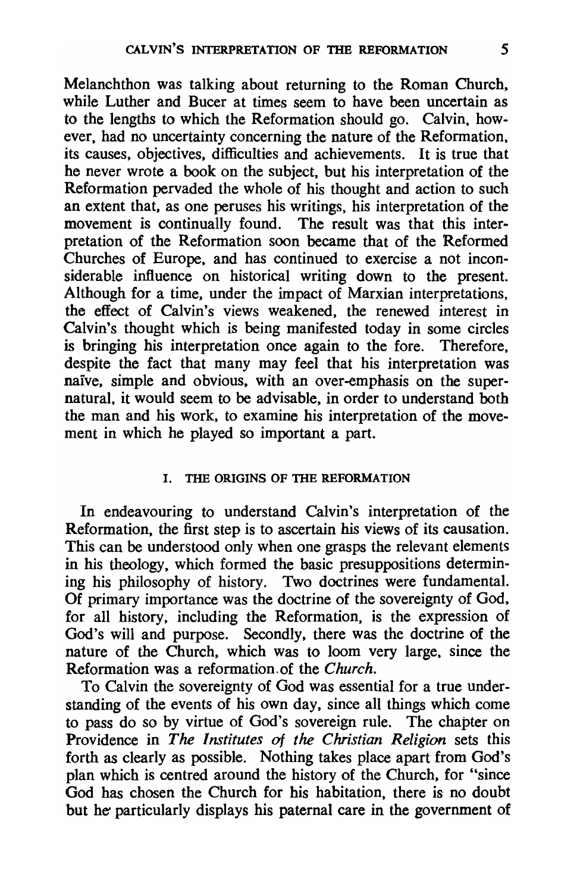Melanchthon was talking about returning to the Roman Church, while Luther and Bucer at times seem to have been uncertain as to the lengths to which the Reformation should go. Calvin, however, had no uncertainty concerning the nature of the Reformation, its causes, objectives, difficulties and achievements. It is true that he never wrote a book on the subject, but his interpretation of the Reformation pervaded the whole of his thought and action to such an extent that, as one peruses his writings, his interpretation of the movement is continually found. The result was that this interpretation of the Reformation soon became that of the Reformed Churches of Europe, and has continued to exercise a not inconsiderable influence on historical writing down to the present. Although for a time, under the impact of Marxian interpretations, the effect of Calvin's views weakened, the renewed interest in Calvin's thought which is being manifested today in some circles is bringing his interpretation once again to the fore. Therefore, despite the fact that many may feel that his interpretation was naïve, simple and obvious, with an over-emphasis on the supernatural, it would seem to be advisable, in order to understand both the man and his work, to examine his interpretation of the movement in which he played so important a part.

## I. THE ORIGINS OF THE REFORMATION

In endeavouring to understand Calvin's interpretation of the Reformation, the first step is to ascertain his views of its causation. This can be understood only when one grasps the relevant elements in his theology, which formed the basic presuppositions determining his philosophy of history. Two doctrines were fundamental. Of primary importance was the doctrine of the sovereignty of God, for all history, including the Reformation, is the expression of God's will and purpose. Secondly, there was the doctrine of the nature of the Church, which was to loom very large, since the Reformation was a reformation of the *Church*.

To Calvin the sovereignty of God was essential for a true understanding of the events of his own day, since all things which come to pass do so by virtue of God's sovereign rule. The chapter on Providence in *The Institutes of the Christian Religion* sets this forth as clearly as possible. Nothing takes place apart from God's plan which is centred around the history of the Church, for "since God has chosen the Church for his habitation, there is no doubt but he particularly displays his paternal care in the government of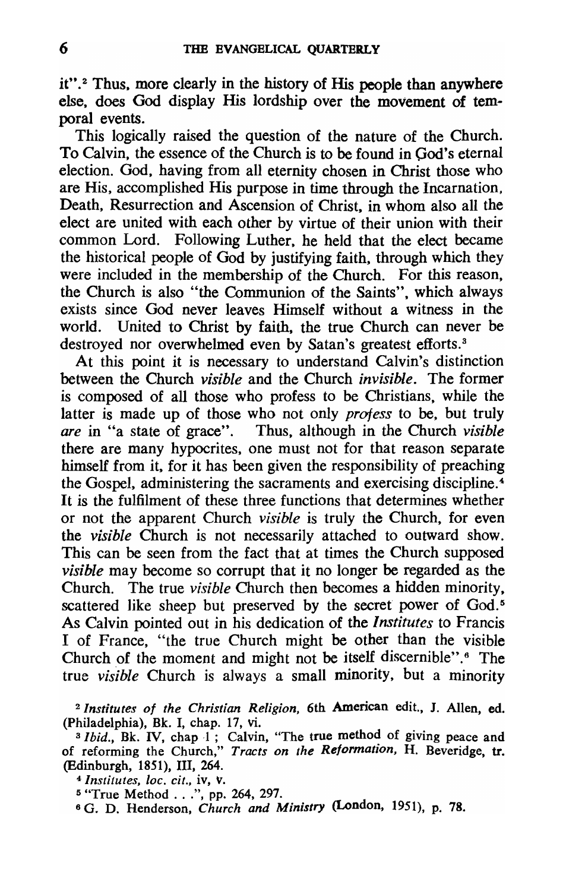it".[2] Thus, more clearly in the history of His people than anywhere else, does God display His lordship over the movement of temporal events.

This logically raised the question of the nature of the Church. To Calvin, the essence of the Church is to be found in God's eternal election. God, having from all eternity chosen in Christ those who are His, accomplished His purpose in time through the Incarnation, Death, Resurrection and Ascension of Christ, in whom also all the elect are united with each other by virtue of their union with their common Lord. Following Luther, he held that the elect became the historical people of God by justifying faith, through which they were included in the membership of the Church. For this reason, the Church is also "the Communion of the Saints", which always exists since God never leaves Himself without a witness in the world. United to Christ by faith, the true Church can never be destroyed nor overwhelmed even by Satan's greatest efforts.[3]

At this point it is necessary to understand Calvin's distinction between the Church *visible* and the Church *invisible*. The former is composed of all those who profess to be Christians, while the latter is made up of those who not only *profess* to be, but truly *are* in "a state of grace". Thus, although in the Church *visible* there are many hypocrites, one must not for that reason separate himself from it, for it has been given the responsibility of preaching the Gospel, administering the sacraments and exercising discipline.[4] It is the fulfilment of these three functions that determines whether or not the apparent Church *visible* is truly the Church, for even the *visible* Church is not necessarily attached to outward show. This can be seen from the fact that at times the Church supposed *visible* may become so corrupt that it no longer be regarded as the Church. The true *visible* Church then becomes a hidden minority, scattered like sheep but preserved by the secret power of God.[5] As Calvin pointed out in his dedication of the *Institutes* to Francis I of France, "the true Church might be other than the visible Church of the moment and might not be itself discernible".[6] The true *visible* Church is always a small minority, but a minority

[2] *Institutes of the Christian Religion*, 6th American edit., J. Allen, ed. (Philadelphia), Bk. I, chap. 17, vi.

[3] *Ibid.*, Bk. IV, chap 1; Calvin, "The true method of giving peace and of reforming the Church," *Tracts on the Reformation*, H. Beveridge, tr. (Edinburgh, 1851), III, 264.

[4] *Institutes, loc. cit.*, iv, v.

[5] "True Method . . .", pp. 264, 297.

[6] G. D. Henderson, *Church and Ministry* (London, 1951), p. 78.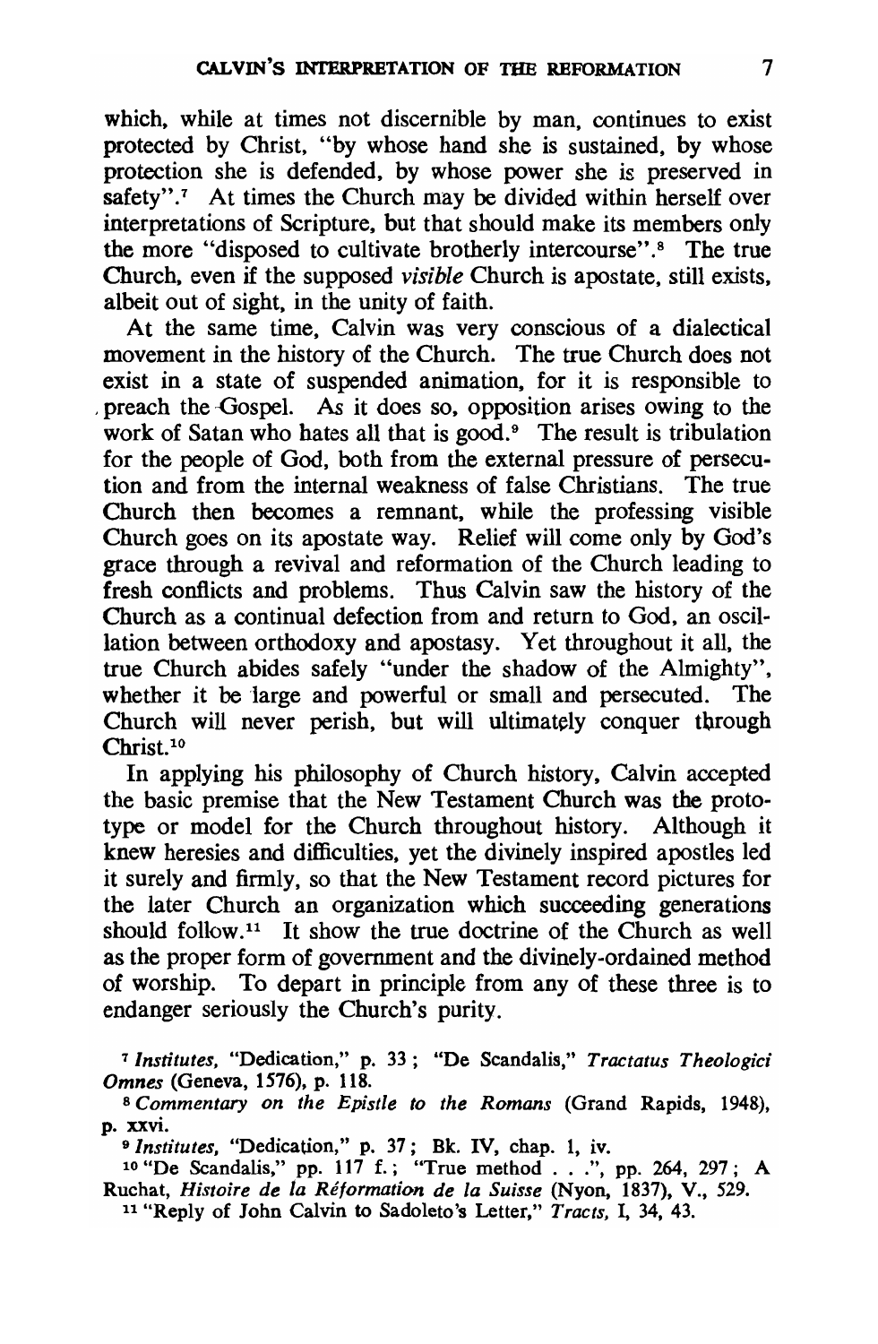which, while at times not discernible by man, continues to exist protected by Christ, "by whose hand she is sustained, by whose protection she is defended, by whose power she is preserved in safety".[7] At times the Church may be divided within herself over interpretations of Scripture, but that should make its members only the more "disposed to cultivate brotherly intercourse".[8] The true Church, even if the supposed *visible* Church is apostate, still exists, albeit out of sight, in the unity of faith.

At the same time, Calvin was very conscious of a dialectical movement in the history of the Church. The true Church does not exist in a state of suspended animation, for it is responsible to preach the Gospel. As it does so, opposition arises owing to the work of Satan who hates all that is good.[9] The result is tribulation for the people of God, both from the external pressure of persecution and from the internal weakness of false Christians. The true Church then becomes a remnant, while the professing visible Church goes on its apostate way. Relief will come only by God's grace through a revival and reformation of the Church leading to fresh conflicts and problems. Thus Calvin saw the history of the Church as a continual defection from and return to God, an oscillation between orthodoxy and apostasy. Yet throughout it all, the true Church abides safely "under the shadow of the Almighty", whether it be large and powerful or small and persecuted. The Church will never perish, but will ultimately conquer through Christ.[10]

In applying his philosophy of Church history, Calvin accepted the basic premise that the New Testament Church was the prototype or model for the Church throughout history. Although it knew heresies and difficulties, yet the divinely inspired apostles led it surely and firmly, so that the New Testament record pictures for the later Church an organization which succeeding generations should follow.[11] It show the true doctrine of the Church as well as the proper form of government and the divinely-ordained method of worship. To depart in principle from any of these three is to endanger seriously the Church's purity.

[7] *Institutes*, "Dedication," p. 33; "De Scandalis," *Tractatus Theologici Omnes* (Geneva, 1576), p. 118.

[8] *Commentary on the Epistle to the Romans* (Grand Rapids, 1948), p. xxvi.

[9] *Institutes*, "Dedication," p. 37; Bk. IV, chap. 1, iv.

[10] "De Scandalis," pp. 117 f.; "True method . . .", pp. 264, 297; A Ruchat, *Histoire de la Réformation de la Suisse* (Nyon, 1837), V., 529.

[11] "Reply of John Calvin to Sadoleto's Letter," *Tracts*, I, 34, 43.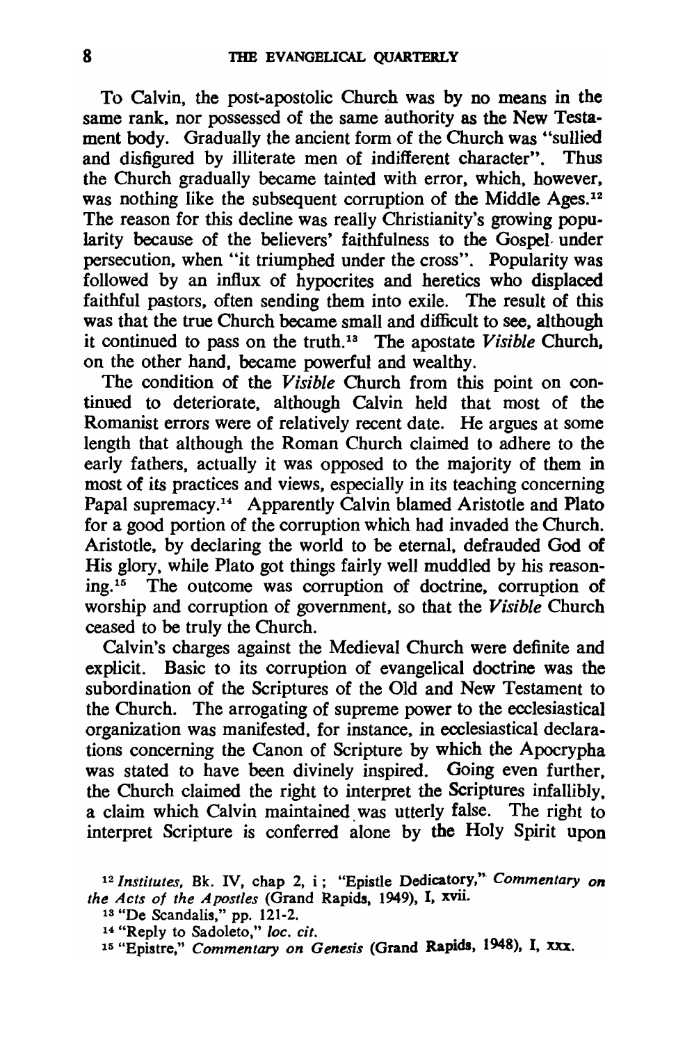To Calvin, the post-apostolic Church was by no means in the same rank, nor possessed of the same authority as the New Testament body. Gradually the ancient form of the Church was "sullied and disfigured by illiterate men of indifferent character". Thus the Church gradually became tainted with error, which, however, was nothing like the subsequent corruption of the Middle Ages.[12] The reason for this decline was really Christianity's growing popularity because of the believers' faithfulness to the Gospel under persecution, when "it triumphed under the cross". Popularity was followed by an influx of hypocrites and heretics who displaced faithful pastors, often sending them into exile. The result of this was that the true Church became small and difficult to see, although it continued to pass on the truth.[13] The apostate *Visible* Church, on the other hand, became powerful and wealthy.

The condition of the *Visible* Church from this point on continued to deteriorate, although Calvin held that most of the Romanist errors were of relatively recent date. He argues at some length that although the Roman Church claimed to adhere to the early fathers, actually it was opposed to the majority of them in most of its practices and views, especially in its teaching concerning Papal supremacy.[14] Apparently Calvin blamed Aristotle and Plato for a good portion of the corruption which had invaded the Church. Aristotle, by declaring the world to be eternal, defrauded God of His glory, while Plato got things fairly well muddled by his reasoning.[15] The outcome was corruption of doctrine, corruption of worship and corruption of government, so that the *Visible* Church ceased to be truly the Church.

Calvin's charges against the Medieval Church were definite and explicit. Basic to its corruption of evangelical doctrine was the subordination of the Scriptures of the Old and New Testament to the Church. The arrogating of supreme power to the ecclesiastical organization was manifested, for instance, in ecclesiastical declarations concerning the Canon of Scripture by which the Apocrypha was stated to have been divinely inspired. Going even further, the Church claimed the right to interpret the Scriptures infallibly, a claim which Calvin maintained was utterly false. The right to interpret Scripture is conferred alone by the Holy Spirit upon

[12] *Institutes*, Bk. IV, chap 2, i; "Epistle Dedicatory," *Commentary on the Acts of the Apostles* (Grand Rapids, 1949), I, xvii.

[13] "De Scandalis," pp. 121-2.

[14] "Reply to Sadoleto," *loc. cit.*

[15] "Epistre," *Commentary on Genesis* (Grand Rapids, 1948), I, xxx.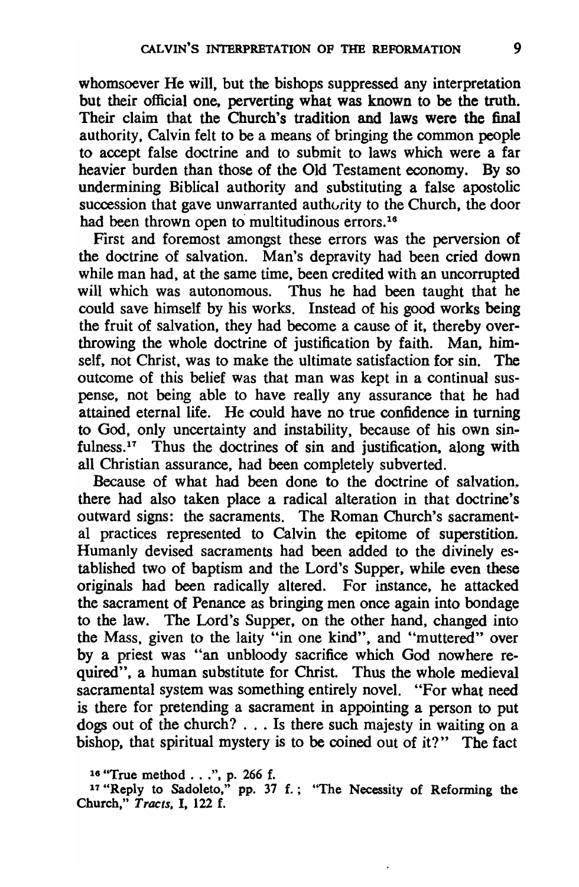whomsoever He will, but the bishops suppressed any interpretation but their official one, perverting what was known to be the truth. Their claim that the Church's tradition and laws were the final authority, Calvin felt to be a means of bringing the common people to accept false doctrine and to submit to laws which were a far heavier burden than those of the Old Testament economy. By so undermining Biblical authority and substituting a false apostolic succession that gave unwarranted authority to the Church, the door had been thrown open to multitudinous errors.[16]

First and foremost amongst these errors was the perversion of the doctrine of salvation. Man's depravity had been cried down while man had, at the same time, been credited with an uncorrupted will which was autonomous. Thus he had been taught that he could save himself by his works. Instead of his good works being the fruit of salvation, they had become a cause of it, thereby overthrowing the whole doctrine of justification by faith. Man, himself, not Christ, was to make the ultimate satisfaction for sin. The outcome of this belief was that man was kept in a continual suspense, not being able to have really any assurance that he had attained eternal life. He could have no true confidence in turning to God, only uncertainty and instability, because of his own sinfulness.[17] Thus the doctrines of sin and justification, along with all Christian assurance, had been completely subverted.

Because of what had been done to the doctrine of salvation, there had also taken place a radical alteration in that doctrine's outward signs: the sacraments. The Roman Church's sacramental practices represented to Calvin the epitome of superstition. Humanly devised sacraments had been added to the divinely established two of baptism and the Lord's Supper, while even these originals had been radically altered. For instance, he attacked the sacrament of Penance as bringing men once again into bondage to the law. The Lord's Supper, on the other hand, changed into the Mass, given to the laity "in one kind", and "muttered" over by a priest was "an unbloody sacrifice which God nowhere required", a human substitute for Christ. Thus the whole medieval sacramental system was something entirely novel. "For what need is there for pretending a sacrament in appointing a person to put dogs out of the church? . . . Is there such majesty in waiting on a bishop, that spiritual mystery is to be coined out of it?" The fact

[16] "True method . . .", p. 266 f.

[17] "Reply to Sadoleto," pp. 37 f.; "The Necessity of Reforming the Church," *Tracts*, I, 122 f.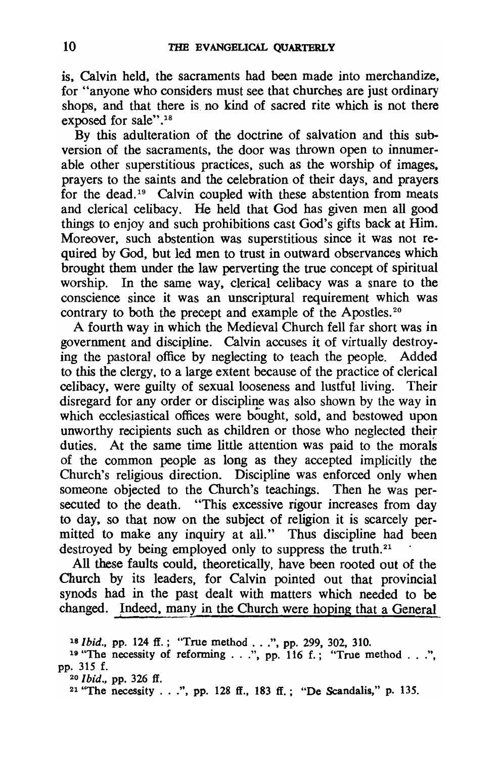is, Calvin held, the sacraments had been made into merchandize, for "anyone who considers must see that churches are just ordinary shops, and that there is no kind of sacred rite which is not there exposed for sale".[18]

By this adulteration of the doctrine of salvation and this subversion of the sacraments, the door was thrown open to innumerable other superstitious practices, such as the worship of images, prayers to the saints and the celebration of their days, and prayers for the dead.[19] Calvin coupled with these abstention from meats and clerical celibacy. He held that God has given men all good things to enjoy and such prohibitions cast God's gifts back at Him. Moreover, such abstention was superstitious since it was not required by God, but led men to trust in outward observances which brought them under the law perverting the true concept of spiritual worship. In the same way, clerical celibacy was a snare to the conscience since it was an unscriptural requirement which was contrary to both the precept and example of the Apostles.[20]

A fourth way in which the Medieval Church fell far short was in government and discipline. Calvin accuses it of virtually destroying the pastoral office by neglecting to teach the people. Added to this the clergy, to a large extent because of the practice of clerical celibacy, were guilty of sexual looseness and lustful living. Their disregard for any order or discipline was also shown by the way in which ecclesiastical offices were bought, sold, and bestowed upon unworthy recipients such as children or those who neglected their duties. At the same time little attention was paid to the morals of the common people as long as they accepted implicitly the Church's religious direction. Discipline was enforced only when someone objected to the Church's teachings. Then he was persecuted to the death. "This excessive rigour increases from day to day, so that now on the subject of religion it is scarcely permitted to make any inquiry at all." Thus discipline had been destroyed by being employed only to suppress the truth.[21]

All these faults could, theoretically, have been rooted out of the Church by its leaders, for Calvin pointed out that provincial synods had in the past dealt with matters which needed to be changed. Indeed, many in the Church were hoping that a General

[18] *Ibid.*, pp. 124 ff.; "True method . . .", pp. 299, 302, 310.

[19] "The necessity of reforming . . .", pp. 116 f.; "True method . . .", pp. 315 f.

[20] *Ibid.*, pp. 326 ff.

[21] "The necessity . . .", pp. 128 ff., 183 ff.; "De Scandalis," p. 135.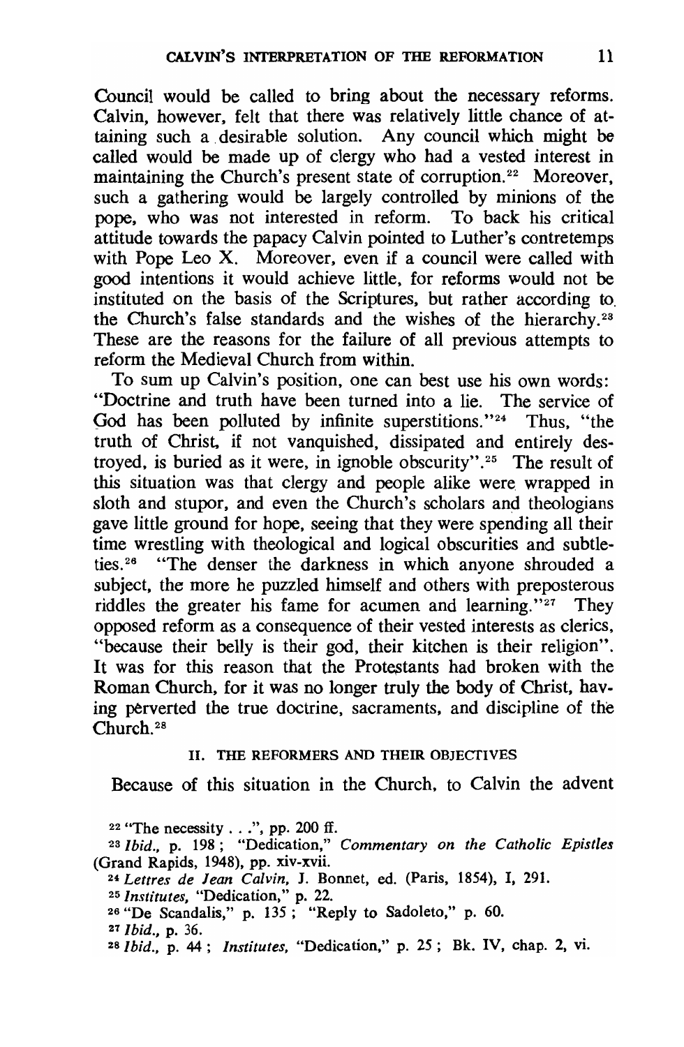Council would be called to bring about the necessary reforms. Calvin, however, felt that there was relatively little chance of attaining such a desirable solution. Any council which might be called would be made up of clergy who had a vested interest in maintaining the Church's present state of corruption.[22] Moreover, such a gathering would be largely controlled by minions of the pope, who was not interested in reform. To back his critical attitude towards the papacy Calvin pointed to Luther's contretemps with Pope Leo X. Moreover, even if a council were called with good intentions it would achieve little, for reforms would not be instituted on the basis of the Scriptures, but rather according to the Church's false standards and the wishes of the hierarchy.[23] These are the reasons for the failure of all previous attempts to reform the Medieval Church from within.

To sum up Calvin's position, one can best use his own words: "Doctrine and truth have been turned into a lie. The service of God has been polluted by infinite superstitions."[24] Thus, "the truth of Christ, if not vanquished, dissipated and entirely destroyed, is buried as it were, in ignoble obscurity".[25] The result of this situation was that clergy and people alike were wrapped in sloth and stupor, and even the Church's scholars and theologians gave little ground for hope, seeing that they were spending all their time wrestling with theological and logical obscurities and subtleties.[26] "The denser the darkness in which anyone shrouded a subject, the more he puzzled himself and others with preposterous riddles the greater his fame for acumen and learning."[27] They opposed reform as a consequence of their vested interests as clerics, "because their belly is their god, their kitchen is their religion". It was for this reason that the Protestants had broken with the Roman Church, for it was no longer truly the body of Christ, having perverted the true doctrine, sacraments, and discipline of the Church.[28]

## II. THE REFORMERS AND THEIR OBJECTIVES

Because of this situation in the Church, to Calvin the advent

[22] "The necessity . . .", pp. 200 ff.

[23] *Ibid.*, p. 198; "Dedication," *Commentary on the Catholic Epistles* (Grand Rapids, 1948), pp. xiv-xvii.

[24] *Lettres de Jean Calvin*, J. Bonnet, ed. (Paris, 1854), I, 291.

[25] *Institutes*, "Dedication," p. 22.

[26] "De Scandalis," p. 135; "Reply to Sadoleto," p. 60.

[27] *Ibid.*, p. 36.

[28] *Ibid.*, p. 44; *Institutes*, "Dedication," p. 25; Bk. IV, chap. 2, vi.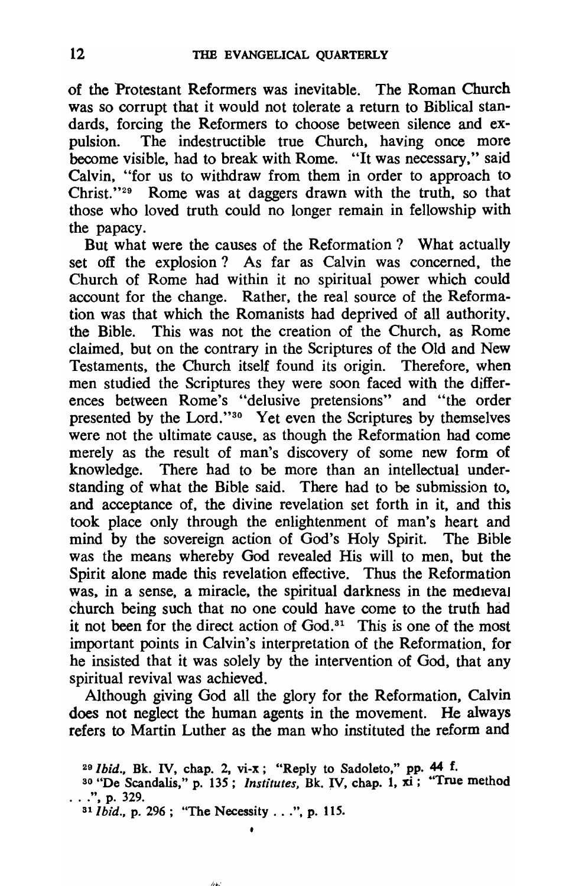of the Protestant Reformers was inevitable. The Roman Church was so corrupt that it would not tolerate a return to Biblical standards, forcing the Reformers to choose between silence and expulsion. The indestructible true Church, having once more become visible, had to break with Rome. "It was necessary," said Calvin, "for us to withdraw from them in order to approach to Christ."[29] Rome was at daggers drawn with the truth, so that those who loved truth could no longer remain in fellowship with the papacy.

But what were the causes of the Reformation? What actually set off the explosion? As far as Calvin was concerned, the Church of Rome had within it no spiritual power which could account for the change. Rather, the real source of the Reformation was that which the Romanists had deprived of all authority, the Bible. This was not the creation of the Church, as Rome claimed, but on the contrary in the Scriptures of the Old and New Testaments, the Church itself found its origin. Therefore, when men studied the Scriptures they were soon faced with the differences between Rome's "delusive pretensions" and "the order presented by the Lord."[30] Yet even the Scriptures by themselves were not the ultimate cause, as though the Reformation had come merely as the result of man's discovery of some new form of knowledge. There had to be more than an intellectual understanding of what the Bible said. There had to be submission to, and acceptance of, the divine revelation set forth in it, and this took place only through the enlightenment of man's heart and mind by the sovereign action of God's Holy Spirit. The Bible was the means whereby God revealed His will to men, but the Spirit alone made this revelation effective. Thus the Reformation was, in a sense, a miracle, the spiritual darkness in the medieval church being such that no one could have come to the truth had it not been for the direct action of God.[31] This is one of the most important points in Calvin's interpretation of the Reformation, for he insisted that it was solely by the intervention of God, that any spiritual revival was achieved.

Although giving God all the glory for the Reformation, Calvin does not neglect the human agents in the movement. He always refers to Martin Luther as the man who instituted the reform and

[29] *Ibid.*, Bk. IV, chap. 2, vi-x; "Reply to Sadoleto," pp. 44 f.

[30] "De Scandalis," p. 135; *Institutes*, Bk. IV, chap. 1, xi; "True method . . .", p. 329.

[31] *Ibid.*, p. 296; "The Necessity . . .", p. 115.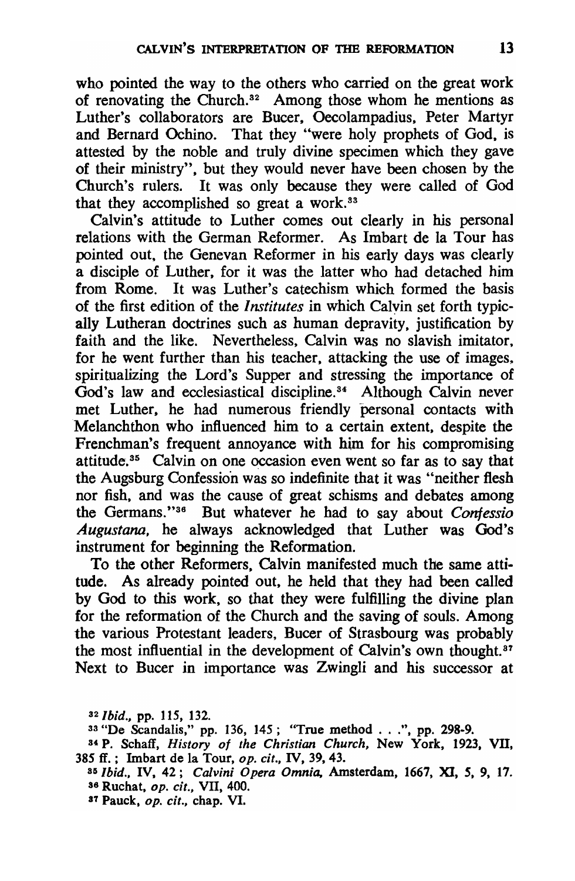who pointed the way to the others who carried on the great work of renovating the Church.[32] Among those whom he mentions as Luther's collaborators are Bucer, Oecolampadius, Peter Martyr and Bernard Ochino. That they "were holy prophets of God, is attested by the noble and truly divine specimen which they gave of their ministry", but they would never have been chosen by the Church's rulers. It was only because they were called of God that they accomplished so great a work.[33]

Calvin's attitude to Luther comes out clearly in his personal relations with the German Reformer. As Imbart de la Tour has pointed out, the Genevan Reformer in his early days was clearly a disciple of Luther, for it was the latter who had detached him from Rome. It was Luther's catechism which formed the basis of the first edition of the *Institutes* in which Calvin set forth typically Lutheran doctrines such as human depravity, justification by faith and the like. Nevertheless, Calvin was no slavish imitator, for he went further than his teacher, attacking the use of images, spiritualizing the Lord's Supper and stressing the importance of God's law and ecclesiastical discipline.[34] Although Calvin never met Luther, he had numerous friendly personal contacts with Melanchthon who influenced him to a certain extent, despite the Frenchman's frequent annoyance with him for his compromising attitude.[35] Calvin on one occasion even went so far as to say that the Augsburg Confession was so indefinite that it was "neither flesh nor fish, and was the cause of great schisms and debates among the Germans."[36] But whatever he had to say about *Confessio Augustana*, he always acknowledged that Luther was God's instrument for beginning the Reformation.

To the other Reformers, Calvin manifested much the same attitude. As already pointed out, he held that they had been called by God to this work, so that they were fulfilling the divine plan for the reformation of the Church and the saving of souls. Among the various Protestant leaders, Bucer of Strasbourg was probably the most influential in the development of Calvin's own thought.[37] Next to Bucer in importance was Zwingli and his successor at

[32] *Ibid.*, pp. 115, 132.

[33] "De Scandalis," pp. 136, 145; "True method . . .", pp. 298-9.

[34] P. Schaff, *History of the Christian Church*, New York, 1923, VII, 385 ff.; Imbart de la Tour, *op. cit.*, IV, 39, 43.

[35] *Ibid.*, IV, 42; *Calvini Opera Omnia*, Amsterdam, 1667, XI, 5, 9, 17.

[36] Ruchat, *op. cit.*, VII, 400.

[37] Pauck, *op. cit.*, chap. VI.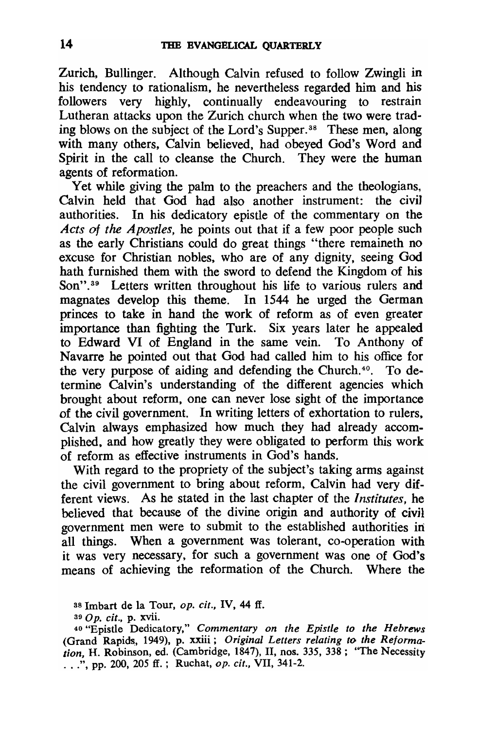Zurich, Bullinger. Although Calvin refused to follow Zwingli in his tendency to rationalism, he nevertheless regarded him and his followers very highly, continually endeavouring to restrain Lutheran attacks upon the Zurich church when the two were trading blows on the subject of the Lord's Supper.[38] These men, along with many others, Calvin believed, had obeyed God's Word and Spirit in the call to cleanse the Church. They were the human agents of reformation.

Yet while giving the palm to the preachers and the theologians, Calvin held that God had also another instrument: the civil authorities. In his dedicatory epistle of the commentary on the *Acts of the Apostles,* he points out that if a few poor people such as the early Christians could do great things "there remaineth no excuse for Christian nobles, who are of any dignity, seeing God hath furnished them with the sword to defend the Kingdom of his Son".[39] Letters written throughout his life to various rulers and magnates develop this theme. In 1544 he urged the German princes to take in hand the work of reform as of even greater importance than fighting the Turk. Six years later he appealed to Edward VI of England in the same vein. To Anthony of Navarre he pointed out that God had called him to his office for the very purpose of aiding and defending the Church.[40]. To determine Calvin's understanding of the different agencies which brought about reform, one can never lose sight of the importance of the civil government. In writing letters of exhortation to rulers, Calvin always emphasized how much they had already accomplished, and how greatly they were obligated to perform this work of reform as effective instruments in God's hands.

With regard to the propriety of the subject's taking arms against the civil government to bring about reform, Calvin had very different views. As he stated in the last chapter of the *Institutes,* he believed that because of the divine origin and authority of civil government men were to submit to the established authorities in all things. When a government was tolerant, co-operation with it was very necessary, for such a government was one of God's means of achieving the reformation of the Church. Where the

[38] Imbart de la Tour, *op. cit.,* IV, 44 ff.

[39] *Op. cit.,* p. xvii.

[40] "Epistle Dedicatory," *Commentary on the Epistle to the Hebrews* (Grand Rapids, 1949), p. xxiii; *Original Letters relating to the Reformation,* H. Robinson, ed. (Cambridge, 1847), II, nos. 335, 338; "The Necessity . . .", pp. 200, 205 ff.; Ruchat, *op. cit.,* VII, 341-2.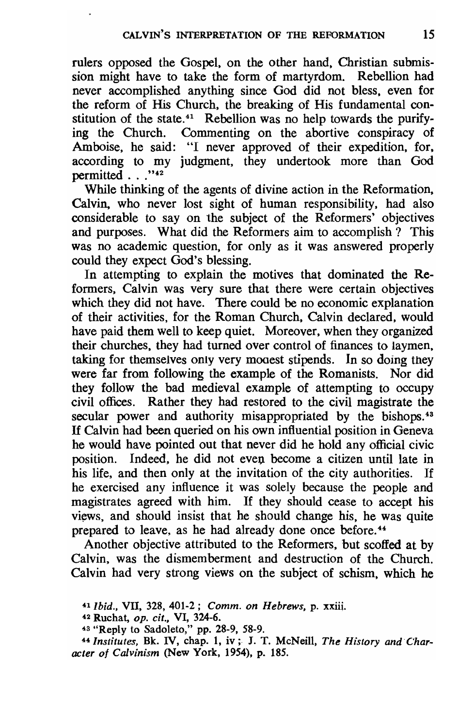rulers opposed the Gospel, on the other hand, Christian submission might have to take the form of martyrdom. Rebellion had never accomplished anything since God did not bless, even for the reform of His Church, the breaking of His fundamental constitution of the state.[41] Rebellion was no help towards the purifying the Church. Commenting on the abortive conspiracy of Amboise, he said: "I never approved of their expedition, for, according to my judgment, they undertook more than God permitted . . ."[42]

While thinking of the agents of divine action in the Reformation, Calvin, who never lost sight of human responsibility, had also considerable to say on the subject of the Reformers' objectives and purposes. What did the Reformers aim to accomplish ? This was no academic question, for only as it was answered properly could they expect God's blessing.

In attempting to explain the motives that dominated the Reformers, Calvin was very sure that there were certain objectives which they did not have. There could be no economic explanation of their activities, for the Roman Church, Calvin declared, would have paid them well to keep quiet. Moreover, when they organized their churches, they had turned over control of finances to laymen, taking for themselves only very modest stipends. In so doing they were far from following the example of the Romanists. Nor did they follow the bad medieval example of attempting to occupy civil offices. Rather they had restored to the civil magistrate the secular power and authority misappropriated by the bishops.[43] If Calvin had been queried on his own influential position in Geneva he would have pointed out that never did he hold any official civic position. Indeed, he did not even become a citizen until late in his life, and then only at the invitation of the city authorities. If he exercised any influence it was solely because the people and magistrates agreed with him. If they should cease to accept his views, and should insist that he should change his, he was quite prepared to leave, as he had already done once before.[44]

Another objective attributed to the Reformers, but scoffed at by Calvin, was the dismemberment and destruction of the Church. Calvin had very strong views on the subject of schism, which he

[41] *Ibid.*, VII, 328, 401-2 ; *Comm. on Hebrews*, p. xxiii.

[42] Ruchat, *op. cit.*, VI, 324-6.

[43] "Reply to Sadoleto," pp. 28-9, 58-9.

[44] *Institutes*, Bk. IV, chap. 1, iv ; J. T. McNeill, *The History and Character of Calvinism* (New York, 1954), p. 185.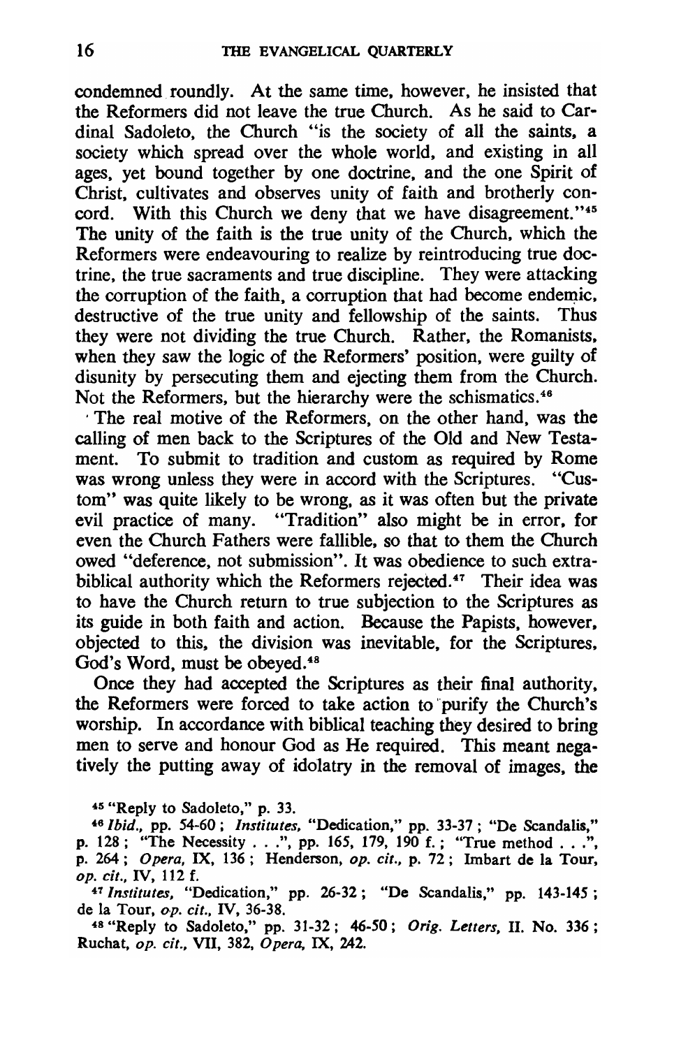condemned roundly. At the same time, however, he insisted that the Reformers did not leave the true Church. As he said to Cardinal Sadoleto, the Church "is the society of all the saints, a society which spread over the whole world, and existing in all ages, yet bound together by one doctrine, and the one Spirit of Christ, cultivates and observes unity of faith and brotherly concord. With this Church we deny that we have disagreement."[45] The unity of the faith is the true unity of the Church, which the Reformers were endeavouring to realize by reintroducing true doctrine, the true sacraments and true discipline. They were attacking the corruption of the faith, a corruption that had become endemic, destructive of the true unity and fellowship of the saints. Thus they were not dividing the true Church. Rather, the Romanists, when they saw the logic of the Reformers' position, were guilty of disunity by persecuting them and ejecting them from the Church. Not the Reformers, but the hierarchy were the schismatics.[46]

The real motive of the Reformers, on the other hand, was the calling of men back to the Scriptures of the Old and New Testament. To submit to tradition and custom as required by Rome was wrong unless they were in accord with the Scriptures. "Custom" was quite likely to be wrong, as it was often but the private evil practice of many. "Tradition" also might be in error, for even the Church Fathers were fallible, so that to them the Church owed "deference, not submission". It was obedience to such extra-biblical authority which the Reformers rejected.[47] Their idea was to have the Church return to true subjection to the Scriptures as its guide in both faith and action. Because the Papists, however, objected to this, the division was inevitable, for the Scriptures, God's Word, must be obeyed.[48]

Once they had accepted the Scriptures as their final authority, the Reformers were forced to take action to purify the Church's worship. In accordance with biblical teaching they desired to bring men to serve and honour God as He required. This meant negatively the putting away of idolatry in the removal of images, the

[45] "Reply to Sadoleto," p. 33.

[46] *Ibid.*, pp. 54-60; *Institutes*, "Dedication," pp. 33-37; "De Scandalis," p. 128; "The Necessity . . .", pp. 165, 179, 190 f.; "True method . . .", p. 264; *Opera*, IX, 136; Henderson, *op. cit.*, p. 72; Imbart de la Tour, *op. cit.*, IV, 112 f.

[47] *Institutes*, "Dedication," pp. 26-32; "De Scandalis," pp. 143-145; de la Tour, *op. cit.*, IV, 36-38.

[48] "Reply to Sadoleto," pp. 31-32; 46-50; *Orig. Letters*, II. No. 336; Ruchat, *op. cit.*, VII, 382, *Opera*, IX, 242.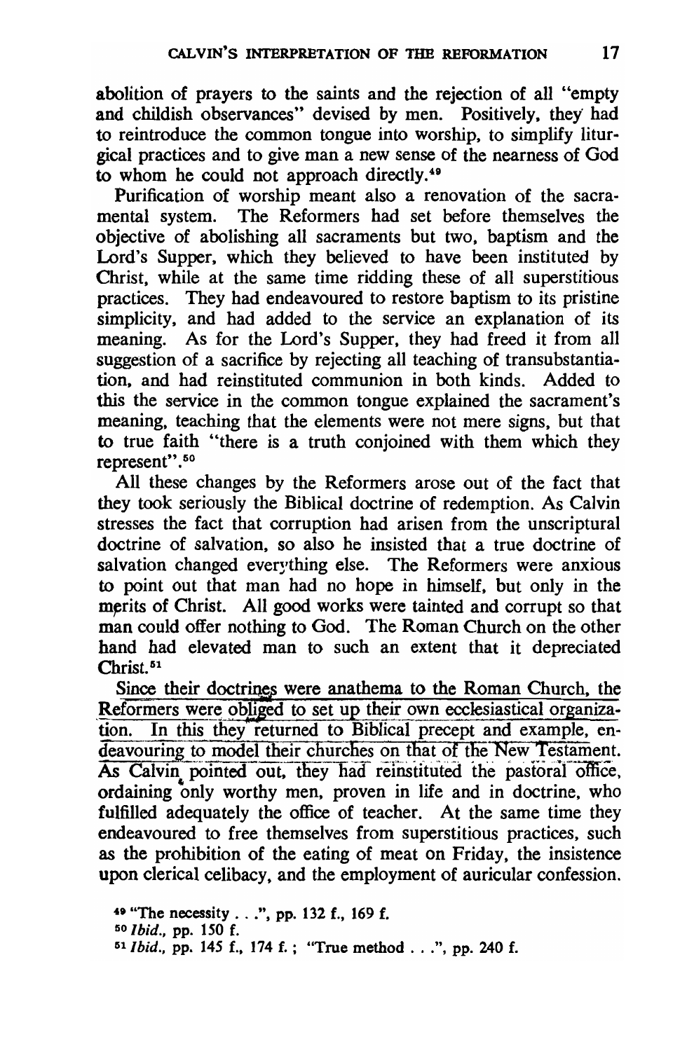abolition of prayers to the saints and the rejection of all "empty and childish observances" devised by men. Positively, they had to reintroduce the common tongue into worship, to simplify liturgical practices and to give man a new sense of the nearness of God to whom he could not approach directly.[49]

Purification of worship meant also a renovation of the sacramental system. The Reformers had set before themselves the objective of abolishing all sacraments but two, baptism and the Lord's Supper, which they believed to have been instituted by Christ, while at the same time ridding these of all superstitious practices. They had endeavoured to restore baptism to its pristine simplicity, and had added to the service an explanation of its meaning. As for the Lord's Supper, they had freed it from all suggestion of a sacrifice by rejecting all teaching of transubstantiation, and had reinstituted communion in both kinds. Added to this the service in the common tongue explained the sacrament's meaning, teaching that the elements were not mere signs, but that to true faith "there is a truth conjoined with them which they represent".[50]

All these changes by the Reformers arose out of the fact that they took seriously the Biblical doctrine of redemption. As Calvin stresses the fact that corruption had arisen from the unscriptural doctrine of salvation, so also he insisted that a true doctrine of salvation changed everything else. The Reformers were anxious to point out that man had no hope in himself, but only in the merits of Christ. All good works were tainted and corrupt so that man could offer nothing to God. The Roman Church on the other hand had elevated man to such an extent that it depreciated Christ.[51]

Since their doctrines were anathema to the Roman Church, the Reformers were obliged to set up their own ecclesiastical organization. In this they returned to Biblical precept and example, endeavouring to model their churches on that of the New Testament. As Calvin pointed out, they had reinstituted the pastoral office, ordaining only worthy men, proven in life and in doctrine, who fulfilled adequately the office of teacher. At the same time they endeavoured to free themselves from superstitious practices, such as the prohibition of the eating of meat on Friday, the insistence upon clerical celibacy, and the employment of auricular confession.

[49] "The necessity . . .", pp. 132 f., 169 f.

[50] *Ibid.*, pp. 150 f.

[51] *Ibid.*, pp. 145 f., 174 f.; "True method . . .", pp. 240 f.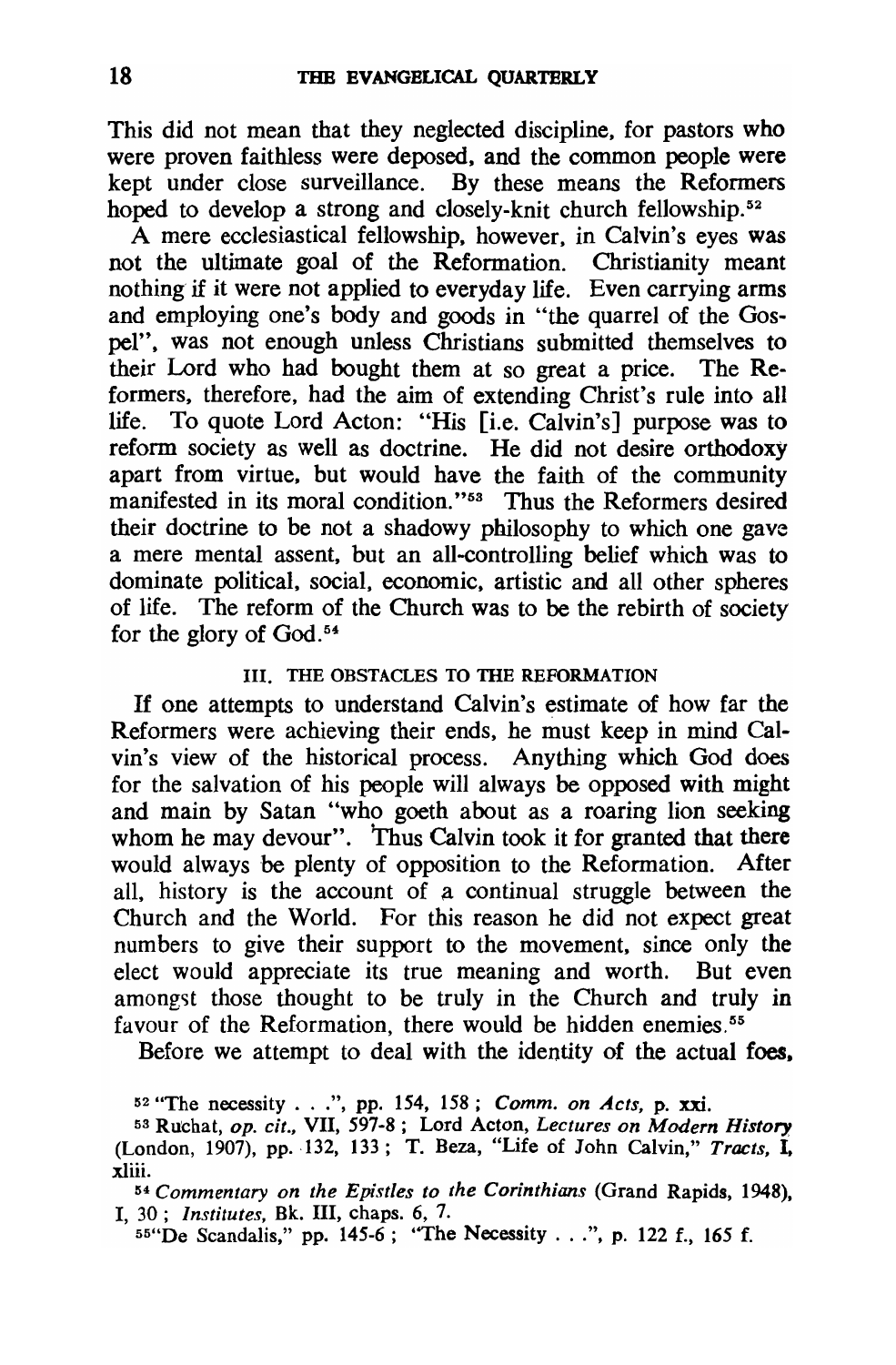This did not mean that they neglected discipline, for pastors who were proven faithless were deposed, and the common people were kept under close surveillance. By these means the Reformers hoped to develop a strong and closely-knit church fellowship.[52]

A mere ecclesiastical fellowship, however, in Calvin's eyes was not the ultimate goal of the Reformation. Christianity meant nothing if it were not applied to everyday life. Even carrying arms and employing one's body and goods in "the quarrel of the Gospel", was not enough unless Christians submitted themselves to their Lord who had bought them at so great a price. The Reformers, therefore, had the aim of extending Christ's rule into all life. To quote Lord Acton: "His [i.e. Calvin's] purpose was to reform society as well as doctrine. He did not desire orthodoxy apart from virtue, but would have the faith of the community manifested in its moral condition."[53] Thus the Reformers desired their doctrine to be not a shadowy philosophy to which one gave a mere mental assent, but an all-controlling belief which was to dominate political, social, economic, artistic and all other spheres of life. The reform of the Church was to be the rebirth of society for the glory of God.[54]

## III. THE OBSTACLES TO THE REFORMATION

If one attempts to understand Calvin's estimate of how far the Reformers were achieving their ends, he must keep in mind Calvin's view of the historical process. Anything which God does for the salvation of his people will always be opposed with might and main by Satan "who goeth about as a roaring lion seeking whom he may devour". Thus Calvin took it for granted that there would always be plenty of opposition to the Reformation. After all, history is the account of a continual struggle between the Church and the World. For this reason he did not expect great numbers to give their support to the movement, since only the elect would appreciate its true meaning and worth. But even amongst those thought to be truly in the Church and truly in favour of the Reformation, there would be hidden enemies.[55]

Before we attempt to deal with the identity of the actual foes,

---

[52] "The necessity . . .", pp. 154, 158; *Comm. on Acts*, p. xxi.

[53] Ruchat, *op. cit.*, VII, 597-8; Lord Acton, *Lectures on Modern History* (London, 1907), pp. 132, 133; T. Beza, "Life of John Calvin," *Tracts*, I, xliii.

[54] *Commentary on the Epistles to the Corinthians* (Grand Rapids, 1948), I, 30; *Institutes*, Bk. III, chaps. 6, 7.

[55] "De Scandalis," pp. 145-6; "The Necessity . . .", p. 122 f., 165 f.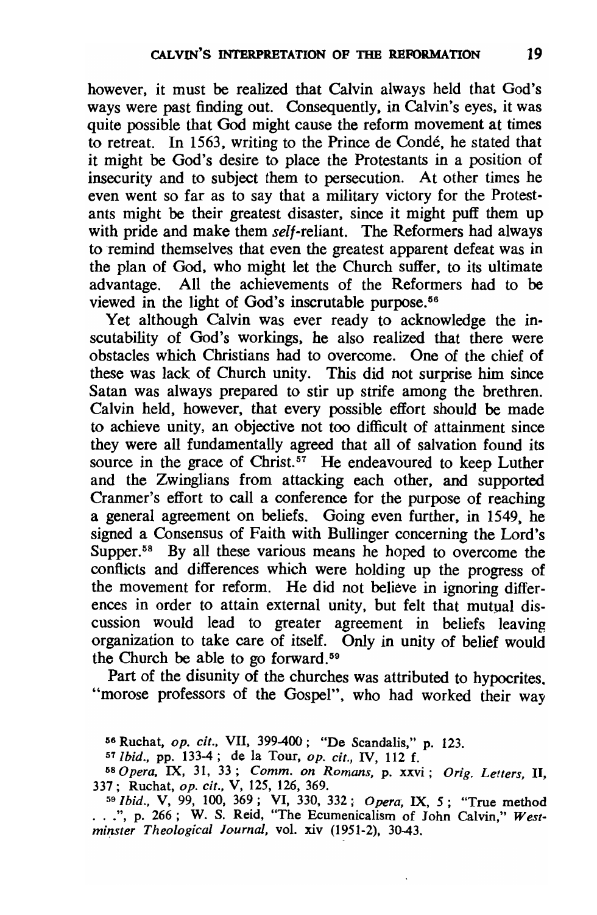however, it must be realized that Calvin always held that God's ways were past finding out. Consequently, in Calvin's eyes, it was quite possible that God might cause the reform movement at times to retreat. In 1563, writing to the Prince de Condé, he stated that it might be God's desire to place the Protestants in a position of insecurity and to subject them to persecution. At other times he even went so far as to say that a military victory for the Protestants might be their greatest disaster, since it might puff them up with pride and make them *self*-reliant. The Reformers had always to remind themselves that even the greatest apparent defeat was in the plan of God, who might let the Church suffer, to its ultimate advantage. All the achievements of the Reformers had to be viewed in the light of God's inscrutable purpose.[56]

Yet although Calvin was ever ready to acknowledge the inscutability of God's workings, he also realized that there were obstacles which Christians had to overcome. One of the chief of these was lack of Church unity. This did not surprise him since Satan was always prepared to stir up strife among the brethren. Calvin held, however, that every possible effort should be made to achieve unity, an objective not too difficult of attainment since they were all fundamentally agreed that all of salvation found its source in the grace of Christ.[57] He endeavoured to keep Luther and the Zwinglians from attacking each other, and supported Cranmer's effort to call a conference for the purpose of reaching a general agreement on beliefs. Going even further, in 1549, he signed a Consensus of Faith with Bullinger concerning the Lord's Supper.[58] By all these various means he hoped to overcome the conflicts and differences which were holding up the progress of the movement for reform. He did not believe in ignoring differences in order to attain external unity, but felt that mutual discussion would lead to greater agreement in beliefs leaving organization to take care of itself. Only in unity of belief would the Church be able to go forward.[59]

Part of the disunity of the churches was attributed to hypocrites, "morose professors of the Gospel", who had worked their way

[56] Ruchat, *op. cit.*, VII, 399-400; "De Scandalis," p. 123.

[57] *Ibid.*, pp. 133-4; de la Tour, *op. cit.*, IV, 112 f.

[58] *Opera*, IX, 31, 33; *Comm. on Romans*, p. xxvi; *Orig. Letters*, II, 337; Ruchat, *op. cit.*, V, 125, 126, 369.

[59] *Ibid.*, V, 99, 100, 369; VI, 330, 332; *Opera*, IX, 5; "True method . . .", p. 266; W. S. Reid, "The Ecumenicalism of John Calvin," *Westminster Theological Journal*, vol. xiv (1951-2), 30-43.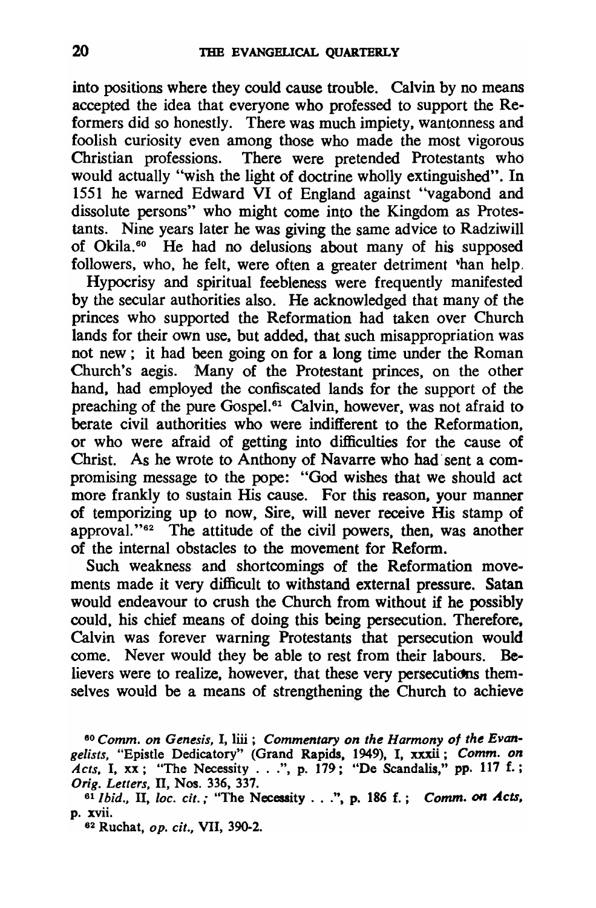into positions where they could cause trouble. Calvin by no means accepted the idea that everyone who professed to support the Reformers did so honestly. There was much impiety, wantonness and foolish curiosity even among those who made the most vigorous Christian professions. There were pretended Protestants who would actually "wish the light of doctrine wholly extinguished". In 1551 he warned Edward VI of England against "vagabond and dissolute persons" who might come into the Kingdom as Protestants. Nine years later he was giving the same advice to Radziwill of Okila.[60] He had no delusions about many of his supposed followers, who, he felt, were often a greater detriment than help.

Hypocrisy and spiritual feebleness were frequently manifested by the secular authorities also. He acknowledged that many of the princes who supported the Reformation had taken over Church lands for their own use, but added, that such misappropriation was not new; it had been going on for a long time under the Roman Church's aegis. Many of the Protestant princes, on the other hand, had employed the confiscated lands for the support of the preaching of the pure Gospel.[61] Calvin, however, was not afraid to berate civil authorities who were indifferent to the Reformation, or who were afraid of getting into difficulties for the cause of Christ. As he wrote to Anthony of Navarre who had sent a compromising message to the pope: "God wishes that we should act more frankly to sustain His cause. For this reason, your manner of temporizing up to now, Sire, will never receive His stamp of approval."[62] The attitude of the civil powers, then, was another of the internal obstacles to the movement for Reform.

Such weakness and shortcomings of the Reformation movements made it very difficult to withstand external pressure. Satan would endeavour to crush the Church from without if he possibly could, his chief means of doing this being persecution. Therefore, Calvin was forever warning Protestants that persecution would come. Never would they be able to rest from their labours. Believers were to realize, however, that these very persecutions themselves would be a means of strengthening the Church to achieve

[60] *Comm. on Genesis*, I, liii; *Commentary on the Harmony of the Evangelists*, "Epistle Dedicatory" (Grand Rapids, 1949), I, xxxii; *Comm. on Acts*, I, xx; "The Necessity . . .", p. 179; "De Scandalis," pp. 117 f.; *Orig. Letters*, II, Nos. 336, 337.

[61] *Ibid.*, II, *loc. cit.*; "The Necessity . . .", p. 186 f.; *Comm. on Acts*, p. xvii.

[62] Ruchat, *op. cit.*, VII, 390-2.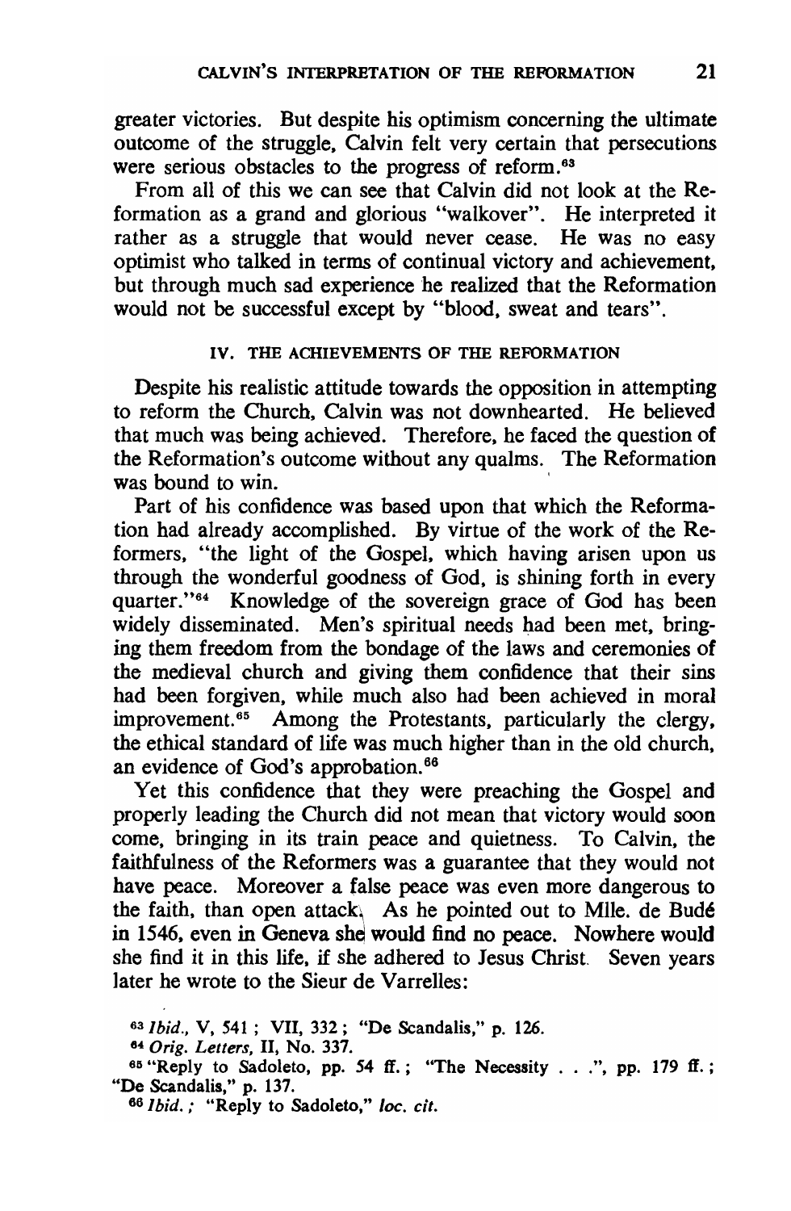greater victories. But despite his optimism concerning the ultimate outcome of the struggle, Calvin felt very certain that persecutions were serious obstacles to the progress of reform.[63]

From all of this we can see that Calvin did not look at the Reformation as a grand and glorious "walkover". He interpreted it rather as a struggle that would never cease. He was no easy optimist who talked in terms of continual victory and achievement, but through much sad experience he realized that the Reformation would not be successful except by "blood, sweat and tears".

## IV. THE ACHIEVEMENTS OF THE REFORMATION

Despite his realistic attitude towards the opposition in attempting to reform the Church, Calvin was not downhearted. He believed that much was being achieved. Therefore, he faced the question of the Reformation's outcome without any qualms. The Reformation was bound to win.

Part of his confidence was based upon that which the Reformation had already accomplished. By virtue of the work of the Reformers, "the light of the Gospel, which having arisen upon us through the wonderful goodness of God, is shining forth in every quarter."[64] Knowledge of the sovereign grace of God has been widely disseminated. Men's spiritual needs had been met, bringing them freedom from the bondage of the laws and ceremonies of the medieval church and giving them confidence that their sins had been forgiven, while much also had been achieved in moral improvement.[65] Among the Protestants, particularly the clergy, the ethical standard of life was much higher than in the old church, an evidence of God's approbation.[66]

Yet this confidence that they were preaching the Gospel and properly leading the Church did not mean that victory would soon come, bringing in its train peace and quietness. To Calvin, the faithfulness of the Reformers was a guarantee that they would not have peace. Moreover a false peace was even more dangerous to the faith, than open attack. As he pointed out to Mlle. de Budé in 1546, even in Geneva she would find no peace. Nowhere would she find it in this life, if she adhered to Jesus Christ. Seven years later he wrote to the Sieur de Varrelles:

---

[63] *Ibid.*, V, 541 ; VII, 332 ; "De Scandalis," p. 126.

[64] *Orig. Letters*, II, No. 337.

[65] "Reply to Sadoleto, pp. 54 ff. ; "The Necessity . . .", pp. 179 ff. ; "De Scandalis," p. 137.

[66] *Ibid.* ; "Reply to Sadoleto," *loc. cit.*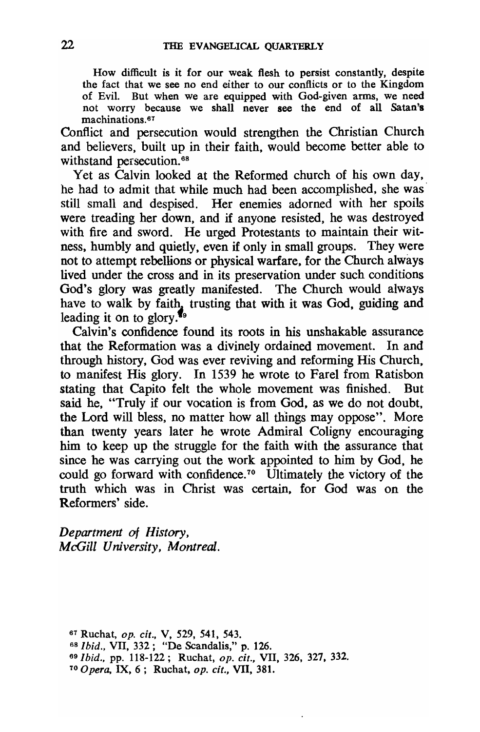> How difficult is it for our weak flesh to persist constantly, despite the fact that we see no end either to our conflicts or to the Kingdom of Evil. But when we are equipped with God-given arms, we need not worry because we shall never see the end of all Satan's machinations.[67]

Conflict and persecution would strengthen the Christian Church and believers, built up in their faith, would become better able to withstand persecution.[68]

Yet as Calvin looked at the Reformed church of his own day, he had to admit that while much had been accomplished, she was still small and despised. Her enemies adorned with her spoils were treading her down, and if anyone resisted, he was destroyed with fire and sword. He urged Protestants to maintain their witness, humbly and quietly, even if only in small groups. They were not to attempt rebellions or physical warfare, for the Church always lived under the cross and in its preservation under such conditions God's glory was greatly manifested. The Church would always have to walk by faith, trusting that with it was God, guiding and leading it on to glory.[69]

Calvin's confidence found its roots in his unshakable assurance that the Reformation was a divinely ordained movement. In and through history, God was ever reviving and reforming His Church, to manifest His glory. In 1539 he wrote to Farel from Ratisbon stating that Capito felt the whole movement was finished. But said he, "Truly if our vocation is from God, as we do not doubt, the Lord will bless, no matter how all things may oppose". More than twenty years later he wrote Admiral Coligny encouraging him to keep up the struggle for the faith with the assurance that since he was carrying out the work appointed to him by God, he could go forward with confidence.[70] Ultimately the victory of the truth which was in Christ was certain, for God was on the Reformers' side.

*Department of History,*
*McGill University, Montreal.*

[67] Ruchat, *op. cit.*, V, 529, 541, 543.
[68] *Ibid.*, VII, 332; "De Scandalis," p. 126.
[69] *Ibid.*, pp. 118-122; Ruchat, *op. cit.*, VII, 326, 327, 332.
[70] *Opera*, IX, 6; Ruchat, *op. cit.*, VII, 381.